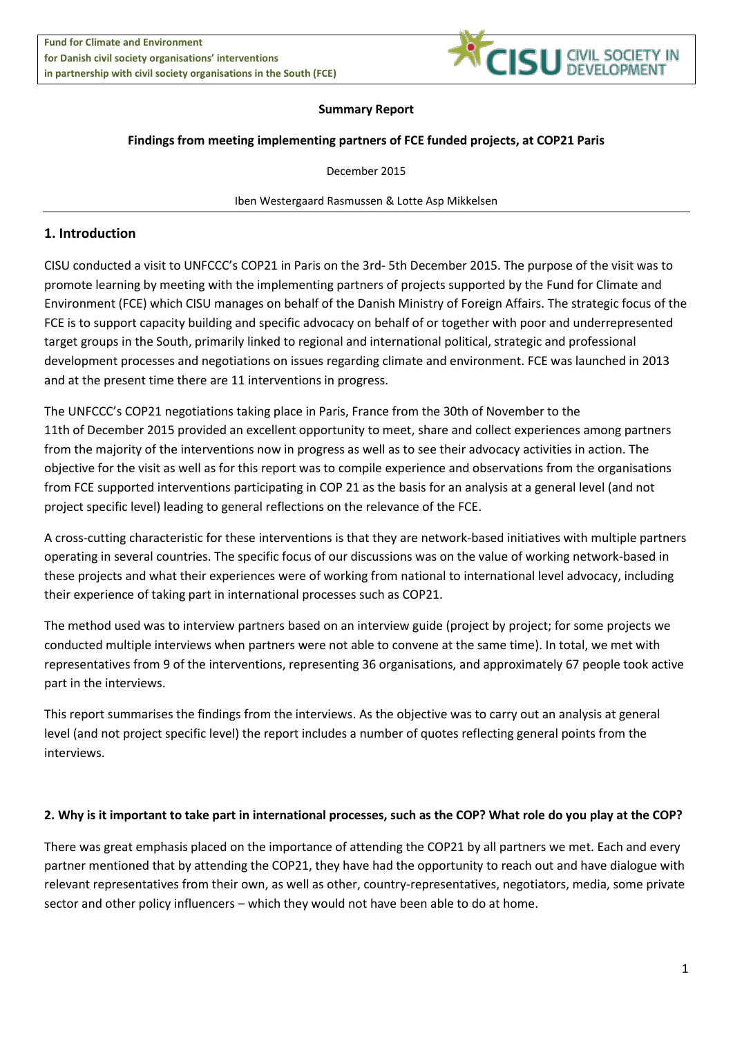**Fund for Climate and Environment**
**for Danish civil society organisations' interventions**
**in partnership with civil society organisations in the South (FCE)**

CISU CIVIL SOCIETY IN DEVELOPMENT

**Summary Report**

**Findings from meeting implementing partners of FCE funded projects, at COP21 Paris**

December 2015

Iben Westergaard Rasmussen & Lotte Asp Mikkelsen

## 1. Introduction

CISU conducted a visit to UNFCCC's COP21 in Paris on the 3rd- 5th December 2015. The purpose of the visit was to promote learning by meeting with the implementing partners of projects supported by the Fund for Climate and Environment (FCE) which CISU manages on behalf of the Danish Ministry of Foreign Affairs. The strategic focus of the FCE is to support capacity building and specific advocacy on behalf of or together with poor and underrepresented target groups in the South, primarily linked to regional and international political, strategic and professional development processes and negotiations on issues regarding climate and environment. FCE was launched in 2013 and at the present time there are 11 interventions in progress.

The UNFCCC's COP21 negotiations taking place in Paris, France from the 30th of November to the 11th of December 2015 provided an excellent opportunity to meet, share and collect experiences among partners from the majority of the interventions now in progress as well as to see their advocacy activities in action. The objective for the visit as well as for this report was to compile experience and observations from the organisations from FCE supported interventions participating in COP 21 as the basis for an analysis at a general level (and not project specific level) leading to general reflections on the relevance of the FCE.

A cross-cutting characteristic for these interventions is that they are network-based initiatives with multiple partners operating in several countries. The specific focus of our discussions was on the value of working network-based in these projects and what their experiences were of working from national to international level advocacy, including their experience of taking part in international processes such as COP21.

The method used was to interview partners based on an interview guide (project by project; for some projects we conducted multiple interviews when partners were not able to convene at the same time). In total, we met with representatives from 9 of the interventions, representing 36 organisations, and approximately 67 people took active part in the interviews.

This report summarises the findings from the interviews. As the objective was to carry out an analysis at general level (and not project specific level) the report includes a number of quotes reflecting general points from the interviews.

## 2. Why is it important to take part in international processes, such as the COP? What role do you play at the COP?

There was great emphasis placed on the importance of attending the COP21 by all partners we met. Each and every partner mentioned that by attending the COP21, they have had the opportunity to reach out and have dialogue with relevant representatives from their own, as well as other, country-representatives, negotiators, media, some private sector and other policy influencers – which they would not have been able to do at home.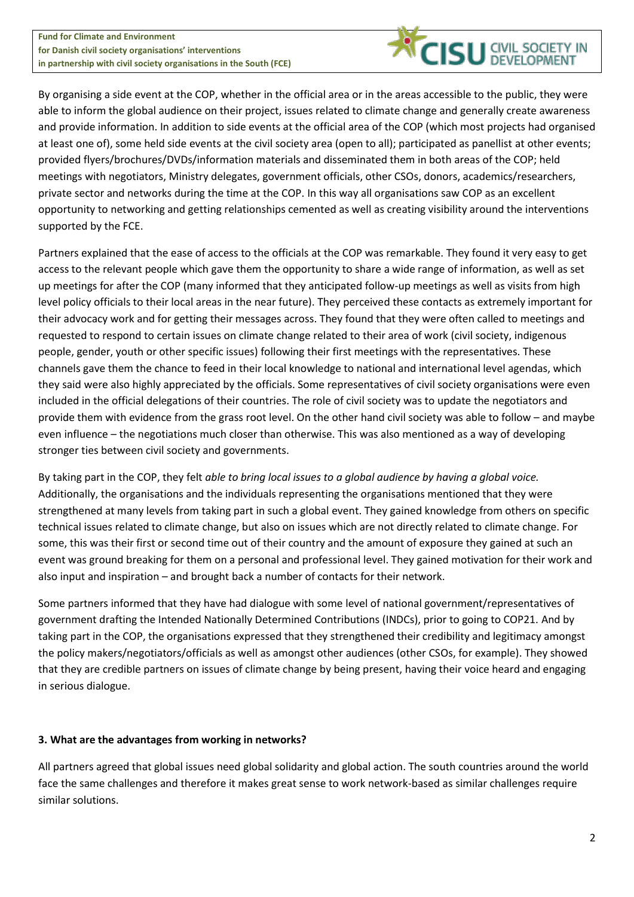By organising a side event at the COP, whether in the official area or in the areas accessible to the public, they were able to inform the global audience on their project, issues related to climate change and generally create awareness and provide information. In addition to side events at the official area of the COP (which most projects had organised at least one of), some held side events at the civil society area (open to all); participated as panellist at other events; provided flyers/brochures/DVDs/information materials and disseminated them in both areas of the COP; held meetings with negotiators, Ministry delegates, government officials, other CSOs, donors, academics/researchers, private sector and networks during the time at the COP. In this way all organisations saw COP as an excellent opportunity to networking and getting relationships cemented as well as creating visibility around the interventions supported by the FCE.

Partners explained that the ease of access to the officials at the COP was remarkable. They found it very easy to get access to the relevant people which gave them the opportunity to share a wide range of information, as well as set up meetings for after the COP (many informed that they anticipated follow-up meetings as well as visits from high level policy officials to their local areas in the near future). They perceived these contacts as extremely important for their advocacy work and for getting their messages across. They found that they were often called to meetings and requested to respond to certain issues on climate change related to their area of work (civil society, indigenous people, gender, youth or other specific issues) following their first meetings with the representatives. These channels gave them the chance to feed in their local knowledge to national and international level agendas, which they said were also highly appreciated by the officials. Some representatives of civil society organisations were even included in the official delegations of their countries. The role of civil society was to update the negotiators and provide them with evidence from the grass root level. On the other hand civil society was able to follow – and maybe even influence – the negotiations much closer than otherwise. This was also mentioned as a way of developing stronger ties between civil society and governments.

By taking part in the COP, they felt *able to bring local issues to a global audience by having a global voice.* Additionally, the organisations and the individuals representing the organisations mentioned that they were strengthened at many levels from taking part in such a global event. They gained knowledge from others on specific technical issues related to climate change, but also on issues which are not directly related to climate change. For some, this was their first or second time out of their country and the amount of exposure they gained at such an event was ground breaking for them on a personal and professional level. They gained motivation for their work and also input and inspiration – and brought back a number of contacts for their network.

Some partners informed that they have had dialogue with some level of national government/representatives of government drafting the Intended Nationally Determined Contributions (INDCs), prior to going to COP21. And by taking part in the COP, the organisations expressed that they strengthened their credibility and legitimacy amongst the policy makers/negotiators/officials as well as amongst other audiences (other CSOs, for example). They showed that they are credible partners on issues of climate change by being present, having their voice heard and engaging in serious dialogue.

### 3. What are the advantages from working in networks?

All partners agreed that global issues need global solidarity and global action. The south countries around the world face the same challenges and therefore it makes great sense to work network-based as similar challenges require similar solutions.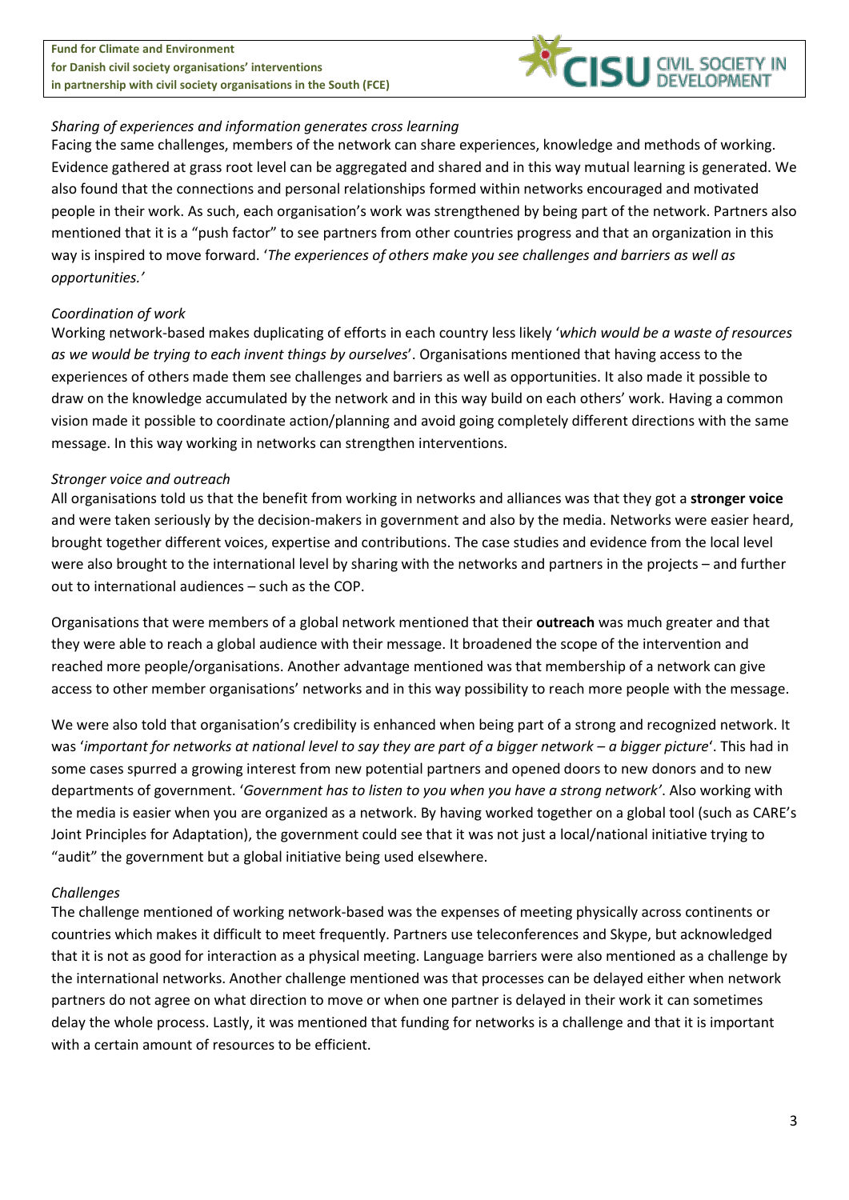*Sharing of experiences and information generates cross learning*

Facing the same challenges, members of the network can share experiences, knowledge and methods of working. Evidence gathered at grass root level can be aggregated and shared and in this way mutual learning is generated. We also found that the connections and personal relationships formed within networks encouraged and motivated people in their work. As such, each organisation's work was strengthened by being part of the network. Partners also mentioned that it is a "push factor" to see partners from other countries progress and that an organization in this way is inspired to move forward. '*The experiences of others make you see challenges and barriers as well as opportunities.'*

*Coordination of work*

Working network-based makes duplicating of efforts in each country less likely '*which would be a waste of resources as we would be trying to each invent things by ourselves*'. Organisations mentioned that having access to the experiences of others made them see challenges and barriers as well as opportunities. It also made it possible to draw on the knowledge accumulated by the network and in this way build on each others' work. Having a common vision made it possible to coordinate action/planning and avoid going completely different directions with the same message. In this way working in networks can strengthen interventions.

*Stronger voice and outreach*

All organisations told us that the benefit from working in networks and alliances was that they got a **stronger voice** and were taken seriously by the decision-makers in government and also by the media. Networks were easier heard, brought together different voices, expertise and contributions. The case studies and evidence from the local level were also brought to the international level by sharing with the networks and partners in the projects – and further out to international audiences – such as the COP.

Organisations that were members of a global network mentioned that their **outreach** was much greater and that they were able to reach a global audience with their message. It broadened the scope of the intervention and reached more people/organisations. Another advantage mentioned was that membership of a network can give access to other member organisations' networks and in this way possibility to reach more people with the message.

We were also told that organisation's credibility is enhanced when being part of a strong and recognized network. It was '*important for networks at national level to say they are part of a bigger network – a bigger picture*'. This had in some cases spurred a growing interest from new potential partners and opened doors to new donors and to new departments of government. '*Government has to listen to you when you have a strong network'*. Also working with the media is easier when you are organized as a network. By having worked together on a global tool (such as CARE's Joint Principles for Adaptation), the government could see that it was not just a local/national initiative trying to "audit" the government but a global initiative being used elsewhere.

*Challenges*

The challenge mentioned of working network-based was the expenses of meeting physically across continents or countries which makes it difficult to meet frequently. Partners use teleconferences and Skype, but acknowledged that it is not as good for interaction as a physical meeting. Language barriers were also mentioned as a challenge by the international networks. Another challenge mentioned was that processes can be delayed either when network partners do not agree on what direction to move or when one partner is delayed in their work it can sometimes delay the whole process. Lastly, it was mentioned that funding for networks is a challenge and that it is important with a certain amount of resources to be efficient.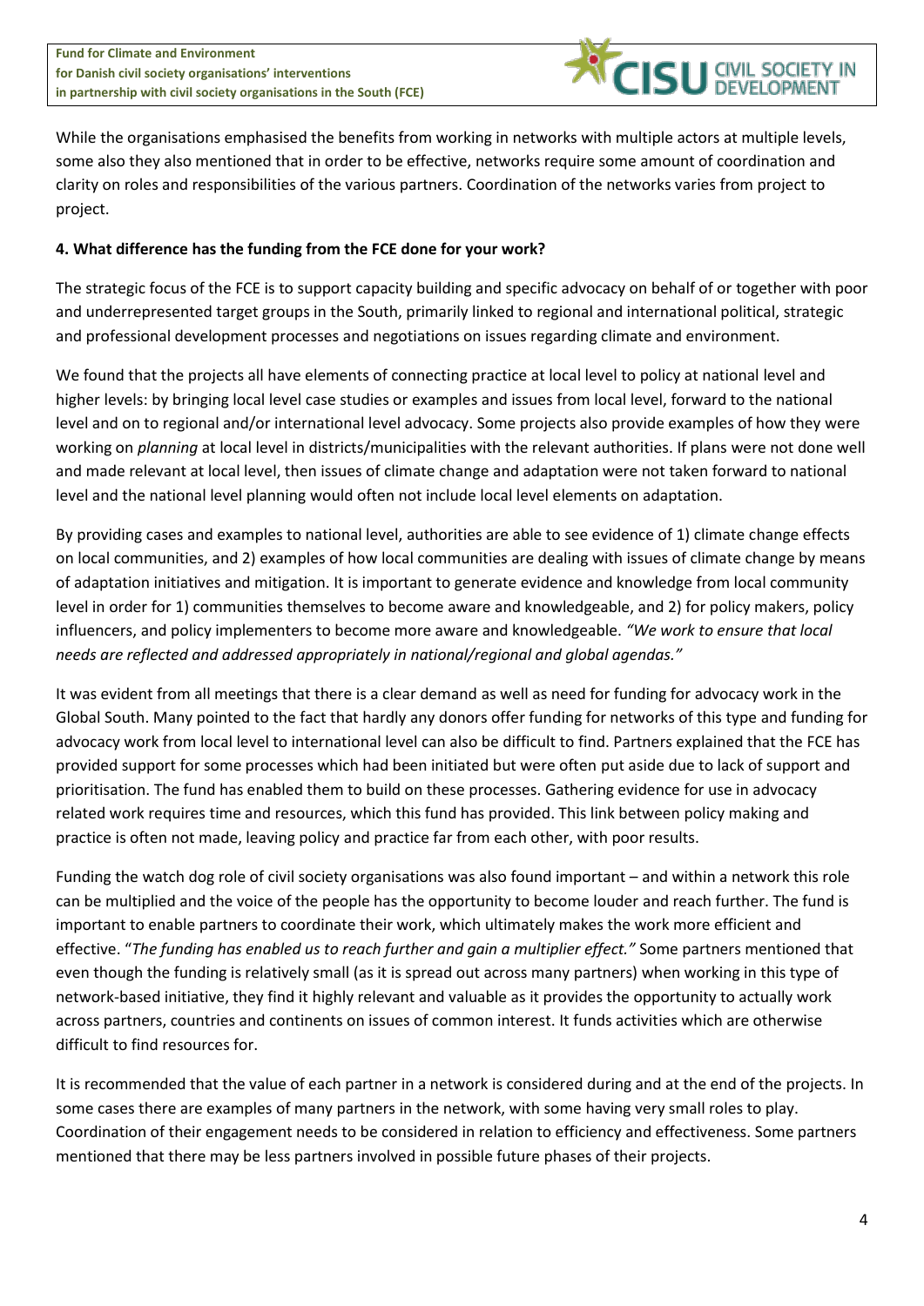While the organisations emphasised the benefits from working in networks with multiple actors at multiple levels, some also they also mentioned that in order to be effective, networks require some amount of coordination and clarity on roles and responsibilities of the various partners. Coordination of the networks varies from project to project.

**4. What difference has the funding from the FCE done for your work?**

The strategic focus of the FCE is to support capacity building and specific advocacy on behalf of or together with poor and underrepresented target groups in the South, primarily linked to regional and international political, strategic and professional development processes and negotiations on issues regarding climate and environment.

We found that the projects all have elements of connecting practice at local level to policy at national level and higher levels: by bringing local level case studies or examples and issues from local level, forward to the national level and on to regional and/or international level advocacy. Some projects also provide examples of how they were working on *planning* at local level in districts/municipalities with the relevant authorities. If plans were not done well and made relevant at local level, then issues of climate change and adaptation were not taken forward to national level and the national level planning would often not include local level elements on adaptation.

By providing cases and examples to national level, authorities are able to see evidence of 1) climate change effects on local communities, and 2) examples of how local communities are dealing with issues of climate change by means of adaptation initiatives and mitigation. It is important to generate evidence and knowledge from local community level in order for 1) communities themselves to become aware and knowledgeable, and 2) for policy makers, policy influencers, and policy implementers to become more aware and knowledgeable. *"We work to ensure that local needs are reflected and addressed appropriately in national/regional and global agendas."*

It was evident from all meetings that there is a clear demand as well as need for funding for advocacy work in the Global South. Many pointed to the fact that hardly any donors offer funding for networks of this type and funding for advocacy work from local level to international level can also be difficult to find. Partners explained that the FCE has provided support for some processes which had been initiated but were often put aside due to lack of support and prioritisation. The fund has enabled them to build on these processes. Gathering evidence for use in advocacy related work requires time and resources, which this fund has provided. This link between policy making and practice is often not made, leaving policy and practice far from each other, with poor results.

Funding the watch dog role of civil society organisations was also found important – and within a network this role can be multiplied and the voice of the people has the opportunity to become louder and reach further. The fund is important to enable partners to coordinate their work, which ultimately makes the work more efficient and effective. "*The funding has enabled us to reach further and gain a multiplier effect."* Some partners mentioned that even though the funding is relatively small (as it is spread out across many partners) when working in this type of network-based initiative, they find it highly relevant and valuable as it provides the opportunity to actually work across partners, countries and continents on issues of common interest. It funds activities which are otherwise difficult to find resources for.

It is recommended that the value of each partner in a network is considered during and at the end of the projects. In some cases there are examples of many partners in the network, with some having very small roles to play. Coordination of their engagement needs to be considered in relation to efficiency and effectiveness. Some partners mentioned that there may be less partners involved in possible future phases of their projects.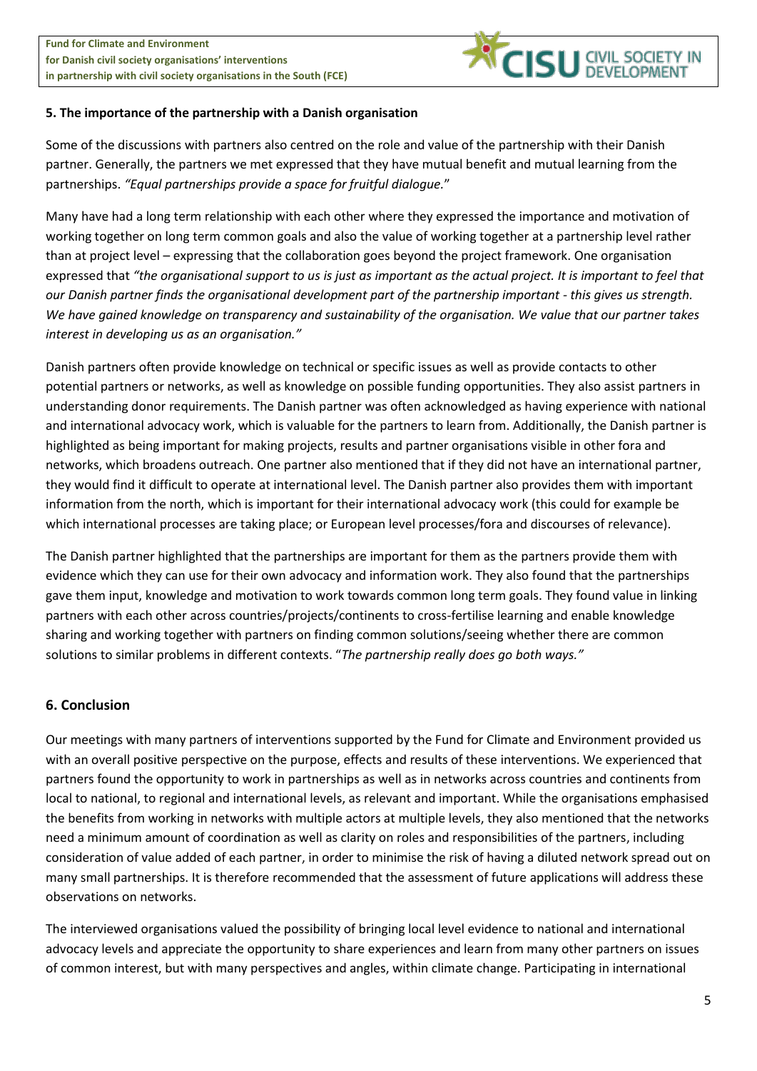## 5. The importance of the partnership with a Danish organisation

Some of the discussions with partners also centred on the role and value of the partnership with their Danish partner. Generally, the partners we met expressed that they have mutual benefit and mutual learning from the partnerships. *"Equal partnerships provide a space for fruitful dialogue.*"

Many have had a long term relationship with each other where they expressed the importance and motivation of working together on long term common goals and also the value of working together at a partnership level rather than at project level – expressing that the collaboration goes beyond the project framework. One organisation expressed that *"the organisational support to us is just as important as the actual project. It is important to feel that our Danish partner finds the organisational development part of the partnership important - this gives us strength. We have gained knowledge on transparency and sustainability of the organisation. We value that our partner takes interest in developing us as an organisation."*

Danish partners often provide knowledge on technical or specific issues as well as provide contacts to other potential partners or networks, as well as knowledge on possible funding opportunities. They also assist partners in understanding donor requirements. The Danish partner was often acknowledged as having experience with national and international advocacy work, which is valuable for the partners to learn from. Additionally, the Danish partner is highlighted as being important for making projects, results and partner organisations visible in other fora and networks, which broadens outreach. One partner also mentioned that if they did not have an international partner, they would find it difficult to operate at international level. The Danish partner also provides them with important information from the north, which is important for their international advocacy work (this could for example be which international processes are taking place; or European level processes/fora and discourses of relevance).

The Danish partner highlighted that the partnerships are important for them as the partners provide them with evidence which they can use for their own advocacy and information work. They also found that the partnerships gave them input, knowledge and motivation to work towards common long term goals. They found value in linking partners with each other across countries/projects/continents to cross-fertilise learning and enable knowledge sharing and working together with partners on finding common solutions/seeing whether there are common solutions to similar problems in different contexts. "*The partnership really does go both ways."*

## 6. Conclusion

Our meetings with many partners of interventions supported by the Fund for Climate and Environment provided us with an overall positive perspective on the purpose, effects and results of these interventions. We experienced that partners found the opportunity to work in partnerships as well as in networks across countries and continents from local to national, to regional and international levels, as relevant and important. While the organisations emphasised the benefits from working in networks with multiple actors at multiple levels, they also mentioned that the networks need a minimum amount of coordination as well as clarity on roles and responsibilities of the partners, including consideration of value added of each partner, in order to minimise the risk of having a diluted network spread out on many small partnerships. It is therefore recommended that the assessment of future applications will address these observations on networks.

The interviewed organisations valued the possibility of bringing local level evidence to national and international advocacy levels and appreciate the opportunity to share experiences and learn from many other partners on issues of common interest, but with many perspectives and angles, within climate change. Participating in international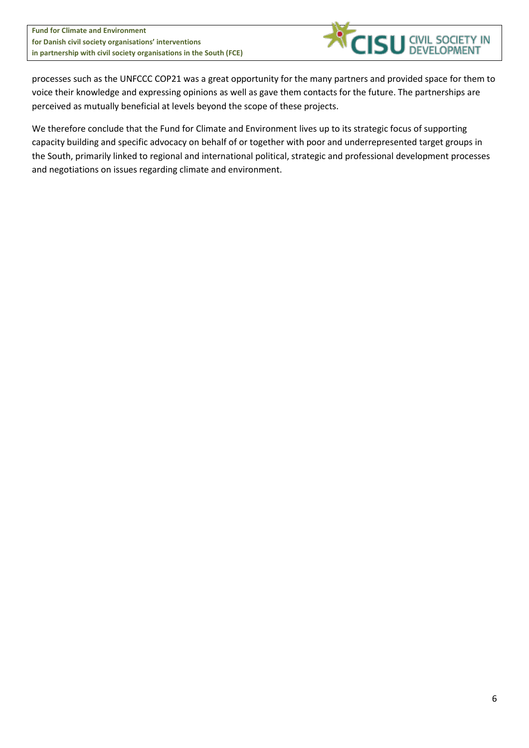processes such as the UNFCCC COP21 was a great opportunity for the many partners and provided space for them to voice their knowledge and expressing opinions as well as gave them contacts for the future. The partnerships are perceived as mutually beneficial at levels beyond the scope of these projects.

We therefore conclude that the Fund for Climate and Environment lives up to its strategic focus of supporting capacity building and specific advocacy on behalf of or together with poor and underrepresented target groups in the South, primarily linked to regional and international political, strategic and professional development processes and negotiations on issues regarding climate and environment.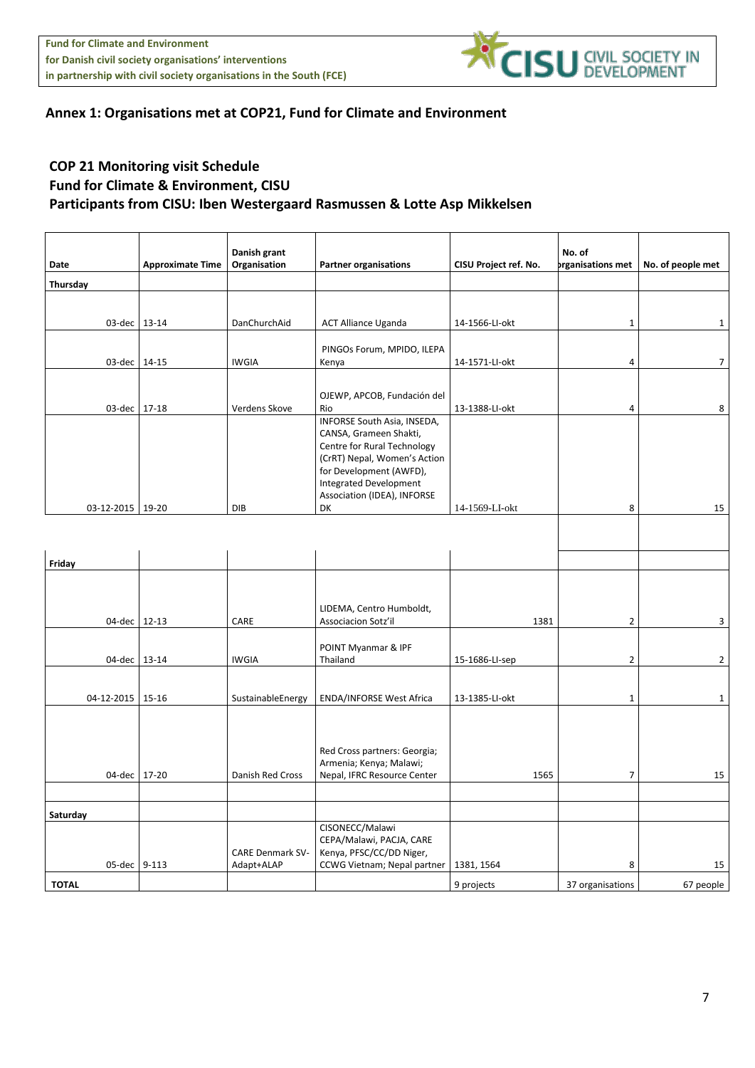## Annex 1: Organisations met at COP21, Fund for Climate and Environment

### COP 21 Monitoring visit Schedule
### Fund for Climate & Environment, CISU
### Participants from CISU: Iben Westergaard Rasmussen & Lotte Asp Mikkelsen

| Date | Approximate Time | Danish grant Organisation | Partner organisations | CISU Project ref. No. | No. of organisations met | No. of people met |
|---|---|---|---|---|---|---|
| Thursday | | | | | | |
| 03-dec | 13-14 | DanChurchAid | ACT Alliance Uganda | 14-1566-LI-okt | 1 | 1 |
| 03-dec | 14-15 | IWGIA | PINGOs Forum, MPIDO, ILEPA Kenya | 14-1571-LI-okt | 4 | 7 |
| 03-dec | 17-18 | Verdens Skove | OJEWP, APCOB, Fundación del Rio | 13-1388-LI-okt | 4 | 8 |
| 03-12-2015 | 19-20 | DIB | INFORSE South Asia, INSEDA, CANSA, Grameen Shakti, Centre for Rural Technology (CrRT) Nepal, Women's Action for Development (AWFD), Integrated Development Association (IDEA), INFORSE DK | 14-1569-LI-okt | 8 | 15 |
| Friday | | | | | | |
| 04-dec | 12-13 | CARE | LIDEMA, Centro Humboldt, Associacion Sotz'il | 1381 | 2 | 3 |
| 04-dec | 13-14 | IWGIA | POINT Myanmar & IPF Thailand | 15-1686-LI-sep | 2 | 2 |
| 04-12-2015 | 15-16 | SustainableEnergy | ENDA/INFORSE West Africa | 13-1385-LI-okt | 1 | 1 |
| 04-dec | 17-20 | Danish Red Cross | Red Cross partners: Georgia; Armenia; Kenya; Malawi; Nepal, IFRC Resource Center | 1565 | 7 | 15 |
| Saturday | | | | | | |
| 05-dec | 9-113 | CARE Denmark SV-Adapt+ALAP | CISONECC/Malawi CEPA/Malawi, PACJA, CARE Kenya, PFSC/CC/DD Niger, CCWG Vietnam; Nepal partner | 1381, 1564 | 8 | 15 |
| TOTAL | | | | 9 projects | 37 organisations | 67 people |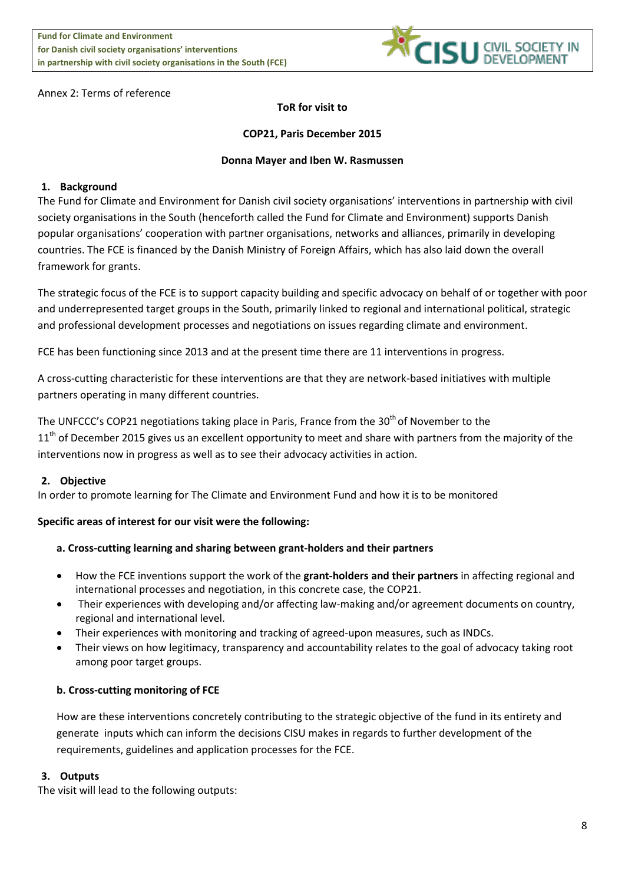Annex 2: Terms of reference

**ToR for visit to**

**COP21, Paris December 2015**

**Donna Mayer and Iben W. Rasmussen**

## 1. Background

The Fund for Climate and Environment for Danish civil society organisations' interventions in partnership with civil society organisations in the South (henceforth called the Fund for Climate and Environment) supports Danish popular organisations' cooperation with partner organisations, networks and alliances, primarily in developing countries. The FCE is financed by the Danish Ministry of Foreign Affairs, which has also laid down the overall framework for grants.

The strategic focus of the FCE is to support capacity building and specific advocacy on behalf of or together with poor and underrepresented target groups in the South, primarily linked to regional and international political, strategic and professional development processes and negotiations on issues regarding climate and environment.

FCE has been functioning since 2013 and at the present time there are 11 interventions in progress.

A cross-cutting characteristic for these interventions are that they are network-based initiatives with multiple partners operating in many different countries.

The UNFCCC's COP21 negotiations taking place in Paris, France from the 30th of November to the 11th of December 2015 gives us an excellent opportunity to meet and share with partners from the majority of the interventions now in progress as well as to see their advocacy activities in action.

## 2. Objective

In order to promote learning for The Climate and Environment Fund and how it is to be monitored

**Specific areas of interest for our visit were the following:**

### a. Cross-cutting learning and sharing between grant-holders and their partners

- How the FCE inventions support the work of the **grant-holders and their partners** in affecting regional and international processes and negotiation, in this concrete case, the COP21.
- Their experiences with developing and/or affecting law-making and/or agreement documents on country, regional and international level.
- Their experiences with monitoring and tracking of agreed-upon measures, such as INDCs.
- Their views on how legitimacy, transparency and accountability relates to the goal of advocacy taking root among poor target groups.

### b. Cross-cutting monitoring of FCE

How are these interventions concretely contributing to the strategic objective of the fund in its entirety and generate inputs which can inform the decisions CISU makes in regards to further development of the requirements, guidelines and application processes for the FCE.

## 3. Outputs

The visit will lead to the following outputs: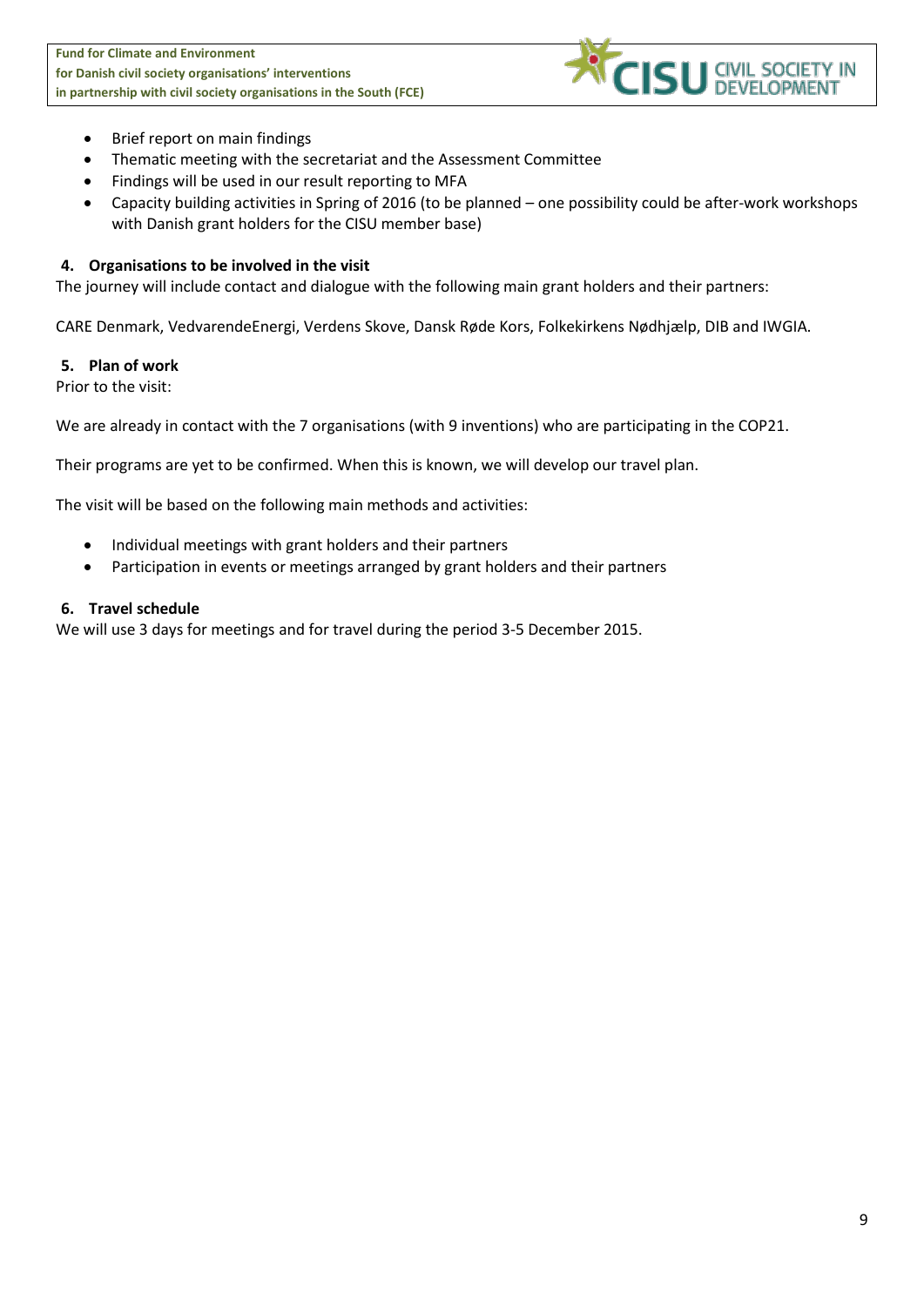- Brief report on main findings
- Thematic meeting with the secretariat and the Assessment Committee
- Findings will be used in our result reporting to MFA
- Capacity building activities in Spring of 2016 (to be planned – one possibility could be after-work workshops with Danish grant holders for the CISU member base)

## 4. Organisations to be involved in the visit

The journey will include contact and dialogue with the following main grant holders and their partners:

CARE Denmark, VedvarendeEnergi, Verdens Skove, Dansk Røde Kors, Folkekirkens Nødhjælp, DIB and IWGIA.

## 5. Plan of work

Prior to the visit:

We are already in contact with the 7 organisations (with 9 inventions) who are participating in the COP21.

Their programs are yet to be confirmed. When this is known, we will develop our travel plan.

The visit will be based on the following main methods and activities:

- Individual meetings with grant holders and their partners
- Participation in events or meetings arranged by grant holders and their partners

## 6. Travel schedule

We will use 3 days for meetings and for travel during the period 3-5 December 2015.